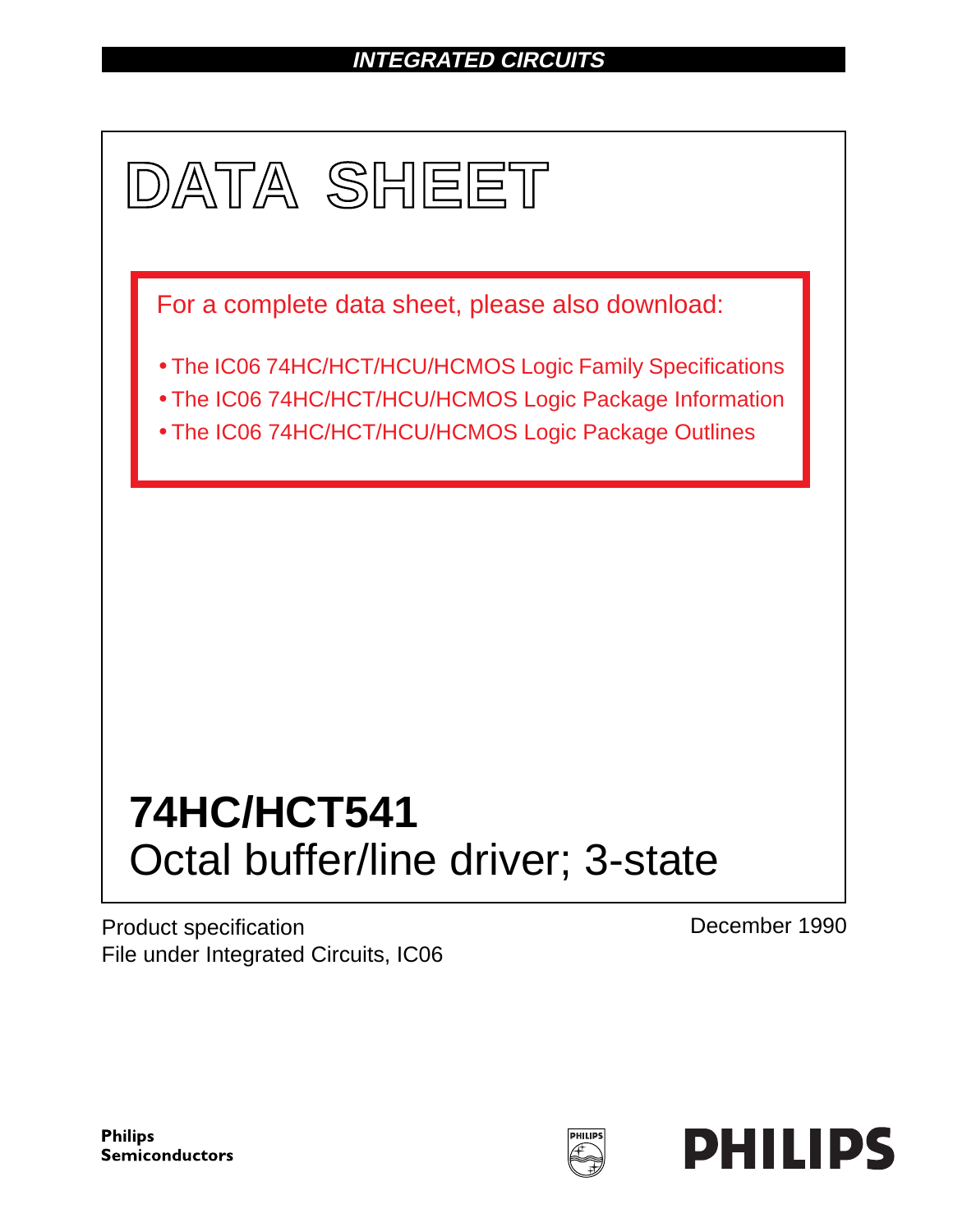**INTEGRATED CIRCUITS**

# DATA SHEET

For a complete data sheet, please also download:

- The IC06 74HC/HCT/HCU/HCMOS Logic Family Specifications
- The IC06 74HC/HCT/HCU/HCMOS Logic Package Information
- The IC06 74HC/HCT/HCU/HCMOS Logic Package Outlines

## 74HC/HCT541
## Octal buffer/line driver; 3-state

Product specification
File under Integrated Circuits, IC06

December 1990

**Philips Semiconductors**

**PHILIPS**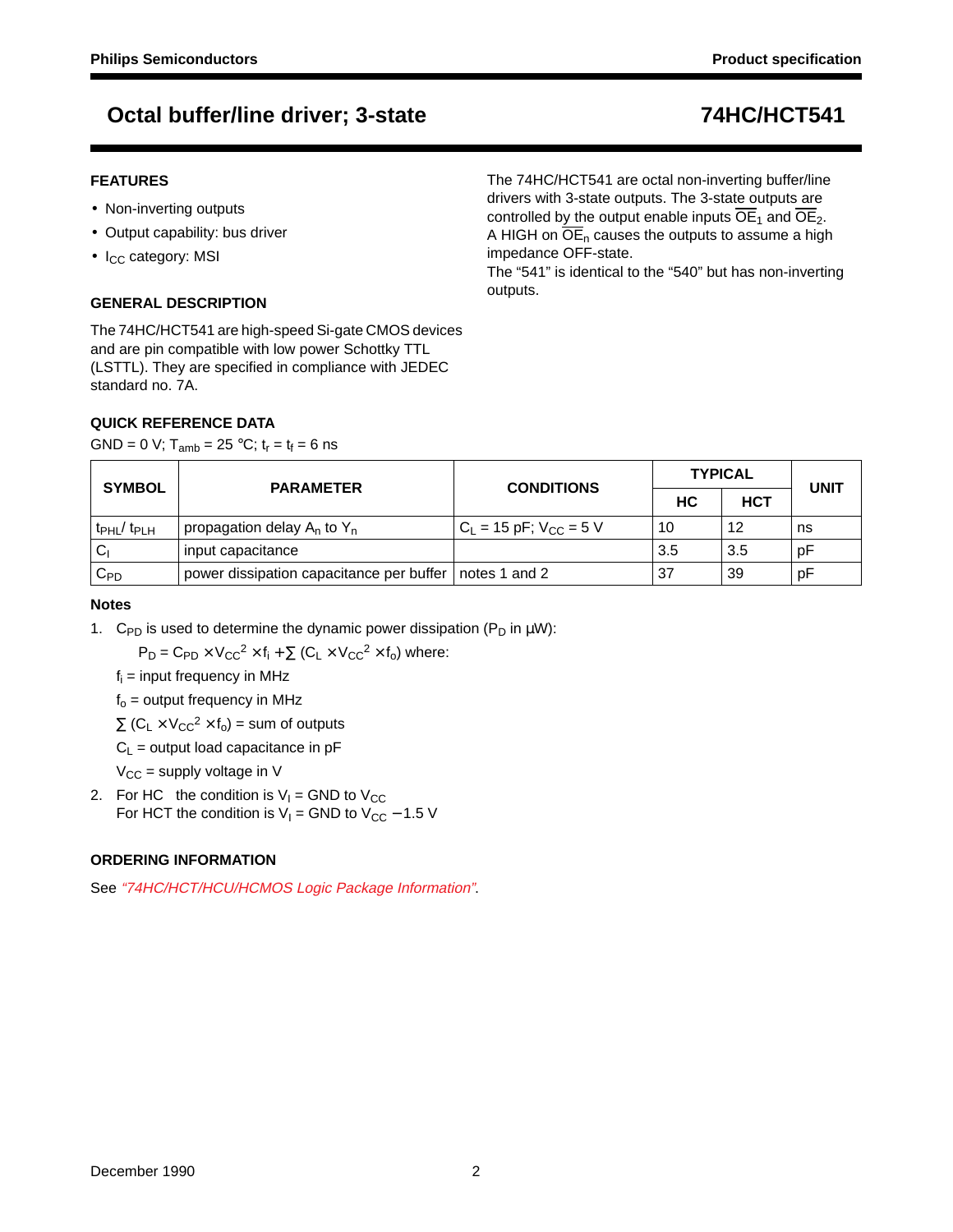# Octal buffer/line driver; 3-state — 74HC/HCT541

## FEATURES

- Non-inverting outputs
- Output capability: bus driver
- $I_{CC}$ category: MSI

## GENERAL DESCRIPTION

The 74HC/HCT541 are high-speed Si-gate CMOS devices and are pin compatible with low power Schottky TTL (LSTTL). They are specified in compliance with JEDEC standard no. 7A.

The 74HC/HCT541 are octal non-inverting buffer/line drivers with 3-state outputs. The 3-state outputs are controlled by the output enable inputs $\overline{OE}_1$ and $\overline{OE}_2$. A HIGH on $\overline{OE}_n$ causes the outputs to assume a high impedance OFF-state.
The "541" is identical to the "540" but has non-inverting outputs.

## QUICK REFERENCE DATA

GND = 0 V; $T_{amb}$ = 25 °C; $t_r = t_f$ = 6 ns

| SYMBOL | PARAMETER | CONDITIONS | TYPICAL | | UNIT |
|---|---|---|---|---|---|
| | | | HC | HCT | |
| $t_{PHL}/ t_{PLH}$ | propagation delay $A_n$ to $Y_n$ | $C_L$ = 15 pF; $V_{CC}$ = 5 V | 10 | 12 | ns |
| $C_I$ | input capacitance | | 3.5 | 3.5 | pF |
| $C_{PD}$ | power dissipation capacitance per buffer | notes 1 and 2 | 37 | 39 | pF |

### Notes

1. $C_{PD}$ is used to determine the dynamic power dissipation ($P_D$ in μW):

   $P_D = C_{PD} \times V_{CC}^2 \times f_i + \sum (C_L \times V_{CC}^2 \times f_o)$ where:

   $f_i$ = input frequency in MHz

   $f_o$ = output frequency in MHz

   $\sum (C_L \times V_{CC}^2 \times f_o)$ = sum of outputs

   $C_L$ = output load capacitance in pF

   $V_{CC}$ = supply voltage in V

2. For HC the condition is $V_I$ = GND to $V_{CC}$
   For HCT the condition is $V_I$ = GND to $V_{CC}$ − 1.5 V

## ORDERING INFORMATION

See *"74HC/HCT/HCU/HCMOS Logic Package Information"*.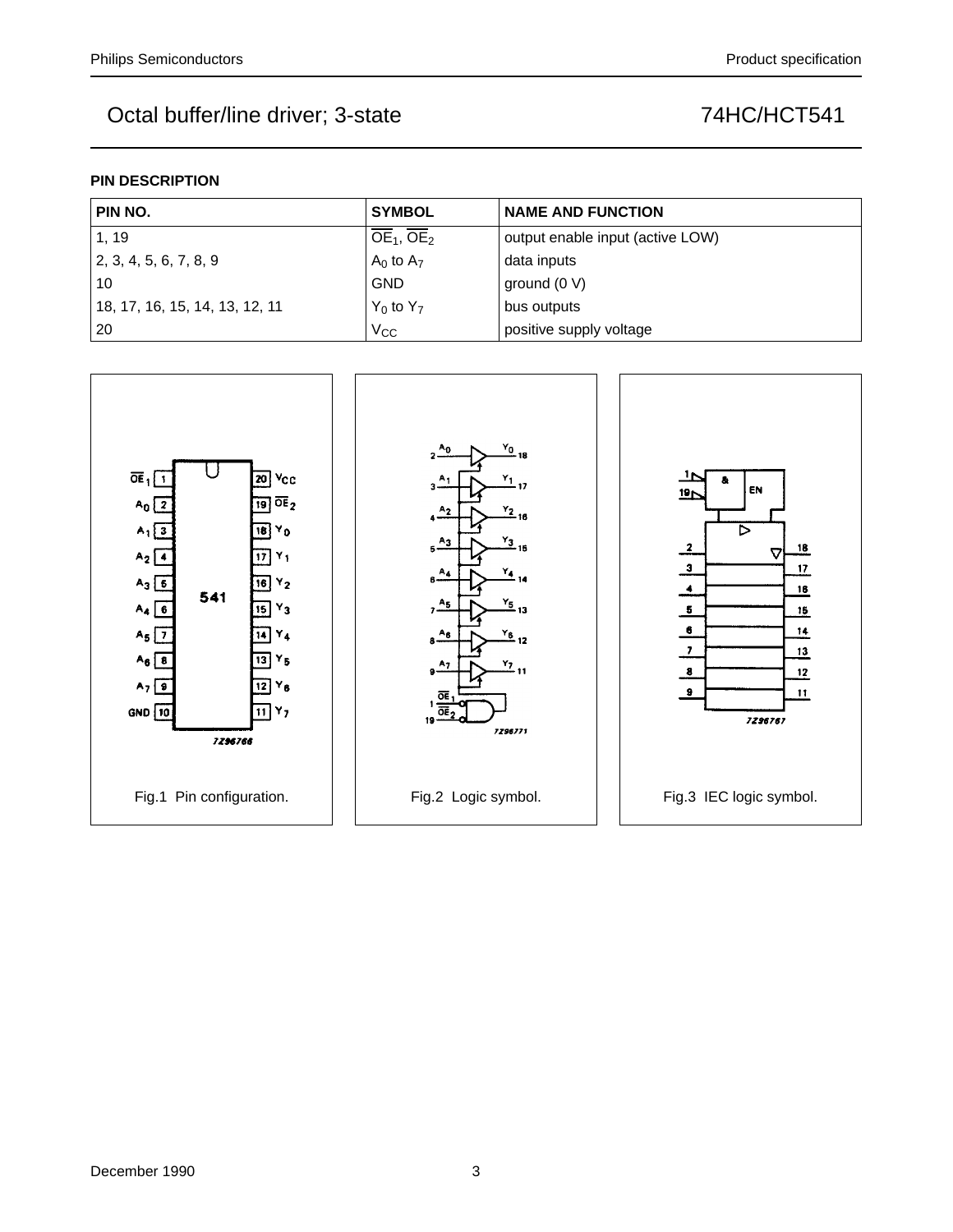## PIN DESCRIPTION

| PIN NO. | SYMBOL | NAME AND FUNCTION |
|---|---|---|
| 1, 19 | $\overline{OE}_1$, $\overline{OE}_2$ | output enable input (active LOW) |
| 2, 3, 4, 5, 6, 7, 8, 9 | $A_0$ to $A_7$ | data inputs |
| 10 | GND | ground (0 V) |
| 18, 17, 16, 15, 14, 13, 12, 11 | $Y_0$ to $Y_7$ | bus outputs |
| 20 | $V_{CC}$ | positive supply voltage |

Fig.1 Pin configuration.

Fig.2 Logic symbol.

Fig.3 IEC logic symbol.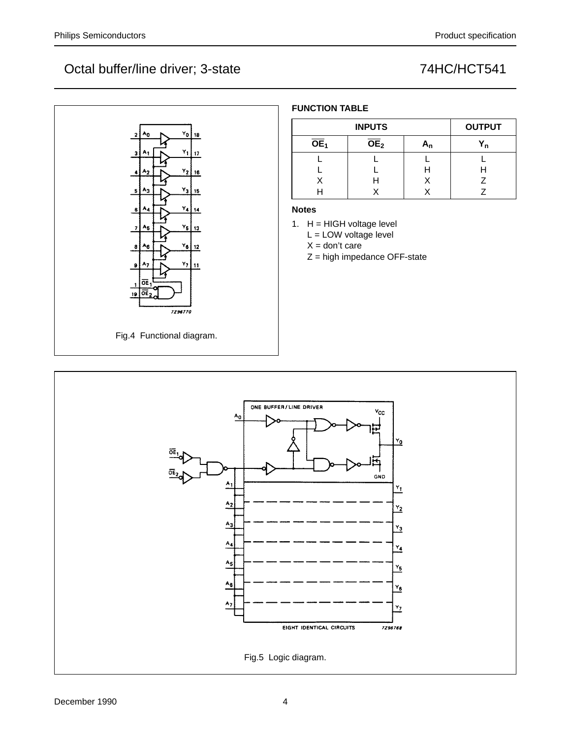Fig.4 Functional diagram.

**FUNCTION TABLE**

| INPUTS | | | OUTPUT |
|---|---|---|---|
| $\overline{OE}_1$ | $\overline{OE}_2$ | $A_n$ | $Y_n$ |
| L | L | L | L |
| L | L | H | H |
| X | H | X | Z |
| H | X | X | Z |

**Notes**

1. H = HIGH voltage level
   L = LOW voltage level
   X = don't care
   Z = high impedance OFF-state

Fig.5 Logic diagram.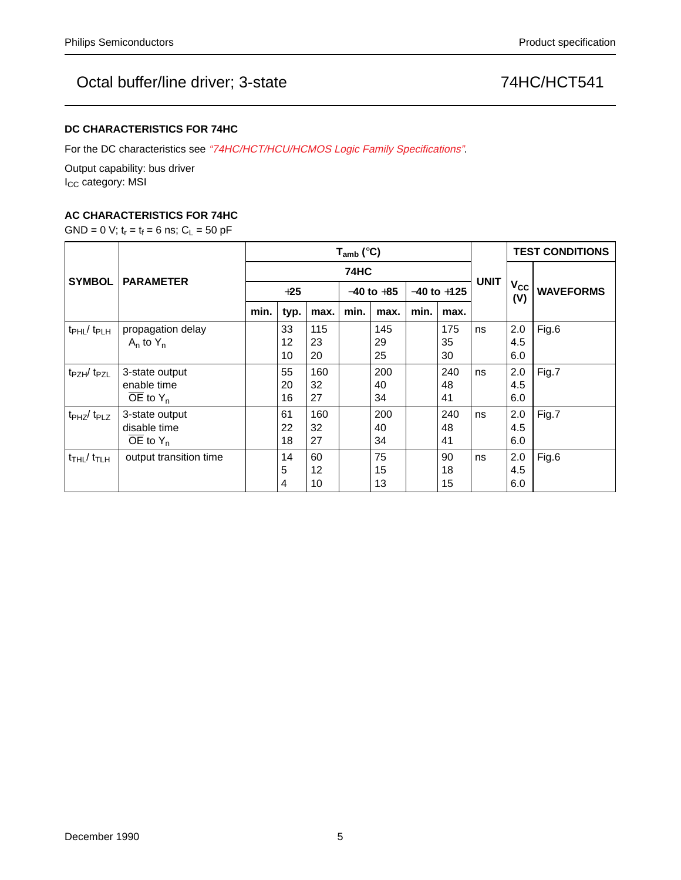### DC CHARACTERISTICS FOR 74HC

For the DC characteristics see *"74HC/HCT/HCU/HCMOS Logic Family Specifications"*.

Output capability: bus driver
$I_{CC}$ category: MSI

### AC CHARACTERISTICS FOR 74HC

GND = 0 V; $t_r = t_f = 6$ ns; $C_L = 50$ pF

| SYMBOL | PARAMETER | $T_{amb}$ (°C) | | | | | | | UNIT | TEST CONDITIONS | |
|---|---|---|---|---|---|---|---|---|---|---|---|
| | | 74HC | | | | | | | | $V_{CC}$ (V) | WAVEFORMS |
| | | +25 | | | −40 to +85 | | −40 to +125 | | | | |
| | | min. | typ. | max. | min. | max. | min. | max. | | | |
| $t_{PHL}$/ $t_{PLH}$ | propagation delay $A_n$ to $Y_n$ | | 33<br>12<br>10 | 115<br>23<br>20 | | 145<br>29<br>25 | | 175<br>35<br>30 | ns | 2.0<br>4.5<br>6.0 | Fig.6 |
| $t_{PZH}$/ $t_{PZL}$ | 3-state output enable time $\overline{OE}$ to $Y_n$ | | 55<br>20<br>16 | 160<br>32<br>27 | | 200<br>40<br>34 | | 240<br>48<br>41 | ns | 2.0<br>4.5<br>6.0 | Fig.7 |
| $t_{PHZ}$/ $t_{PLZ}$ | 3-state output disable time $\overline{OE}$ to $Y_n$ | | 61<br>22<br>18 | 160<br>32<br>27 | | 200<br>40<br>34 | | 240<br>48<br>41 | ns | 2.0<br>4.5<br>6.0 | Fig.7 |
| $t_{THL}$/ $t_{TLH}$ | output transition time | | 14<br>5<br>4 | 60<br>12<br>10 | | 75<br>15<br>13 | | 90<br>18<br>15 | ns | 2.0<br>4.5<br>6.0 | Fig.6 |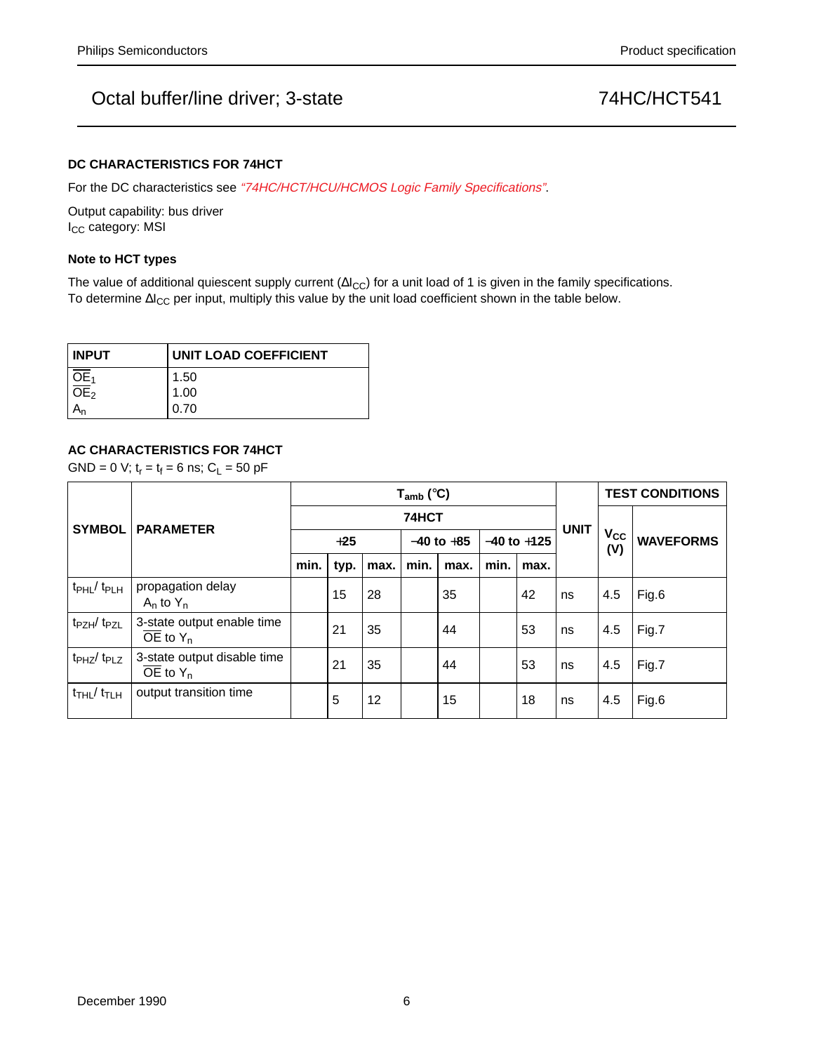### DC CHARACTERISTICS FOR 74HCT

For the DC characteristics see *"74HC/HCT/HCU/HCMOS Logic Family Specifications"*.

Output capability: bus driver
$I_{CC}$ category: MSI

### Note to HCT types

The value of additional quiescent supply current ($\Delta I_{CC}$) for a unit load of 1 is given in the family specifications.
To determine $\Delta I_{CC}$ per input, multiply this value by the unit load coefficient shown in the table below.

| INPUT | UNIT LOAD COEFFICIENT |
|---|---|
| $\overline{OE}_1$ | 1.50 |
| $\overline{OE}_2$ | 1.00 |
| $A_n$ | 0.70 |

### AC CHARACTERISTICS FOR 74HCT

GND = 0 V; $t_r = t_f = 6$ ns; $C_L = 50$ pF

| SYMBOL | PARAMETER | $T_{amb}$ (°C) | | | | | | | UNIT | TEST CONDITIONS | |
|---|---|---|---|---|---|---|---|---|---|---|---|
| | | 74HCT | | | | | | | | $V_{CC}$ (V) | WAVEFORMS |
| | | +25 | | | −40 to +85 | | −40 to +125 | | | | |
| | | min. | typ. | max. | min. | max. | min. | max. | | | |
| $t_{PHL}$/ $t_{PLH}$ | propagation delay $A_n$ to $Y_n$ | | 15 | 28 | | 35 | | 42 | ns | 4.5 | Fig.6 |
| $t_{PZH}$/ $t_{PZL}$ | 3-state output enable time $\overline{OE}$ to $Y_n$ | | 21 | 35 | | 44 | | 53 | ns | 4.5 | Fig.7 |
| $t_{PHZ}$/ $t_{PLZ}$ | 3-state output disable time $\overline{OE}$ to $Y_n$ | | 21 | 35 | | 44 | | 53 | ns | 4.5 | Fig.7 |
| $t_{THL}$/ $t_{TLH}$ | output transition time | | 5 | 12 | | 15 | | 18 | ns | 4.5 | Fig.6 |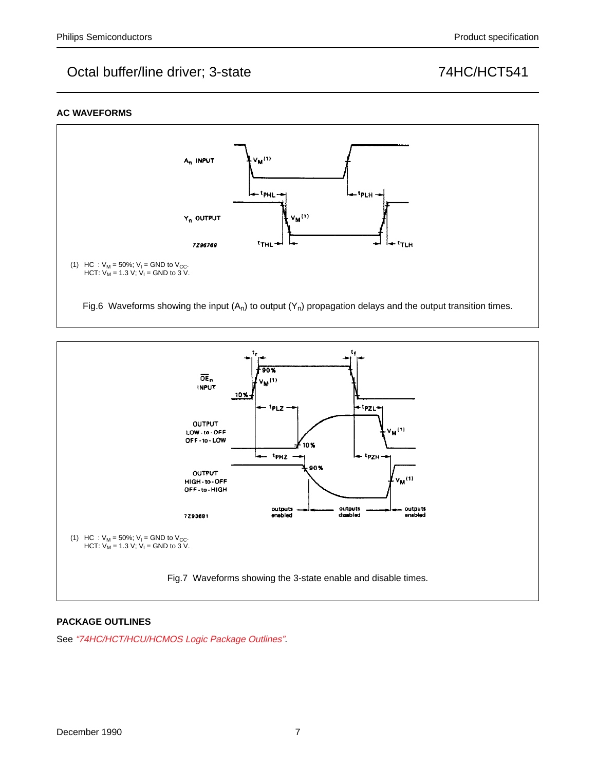## AC WAVEFORMS

$A_n$ INPUT

$V_M$(1)

$t_{PHL}$

$t_{PLH}$

$Y_n$ OUTPUT

$V_M$(1)

7Z96769

$t_{THL}$

$t_{TLH}$

(1) HC : $V_M$ = 50%; $V_I$ = GND to $V_{CC}$.
HCT: $V_M$ = 1.3 V; $V_I$ = GND to 3 V.

Fig.6 Waveforms showing the input ($A_n$) to output ($Y_n$) propagation delays and the output transition times.

$t_r$

$t_f$

90%

$\overline{OE}_n$ INPUT

$V_M$(1)

10%

$t_{PLZ}$

$t_{PZL}$

OUTPUT LOW-to-OFF OFF-to-LOW

$V_M$(1)

10%

$t_{PHZ}$

$t_{PZH}$

90%

OUTPUT HIGH-to-OFF OFF-to-HIGH

$V_M$(1)

outputs enabled

outputs disabled

outputs enabled

7Z93691

(1) HC : $V_M$ = 50%; $V_I$ = GND to $V_{CC}$.
HCT: $V_M$ = 1.3 V; $V_I$ = GND to 3 V.

Fig.7 Waveforms showing the 3-state enable and disable times.

## PACKAGE OUTLINES

See *"74HC/HCT/HCU/HCMOS Logic Package Outlines"*.